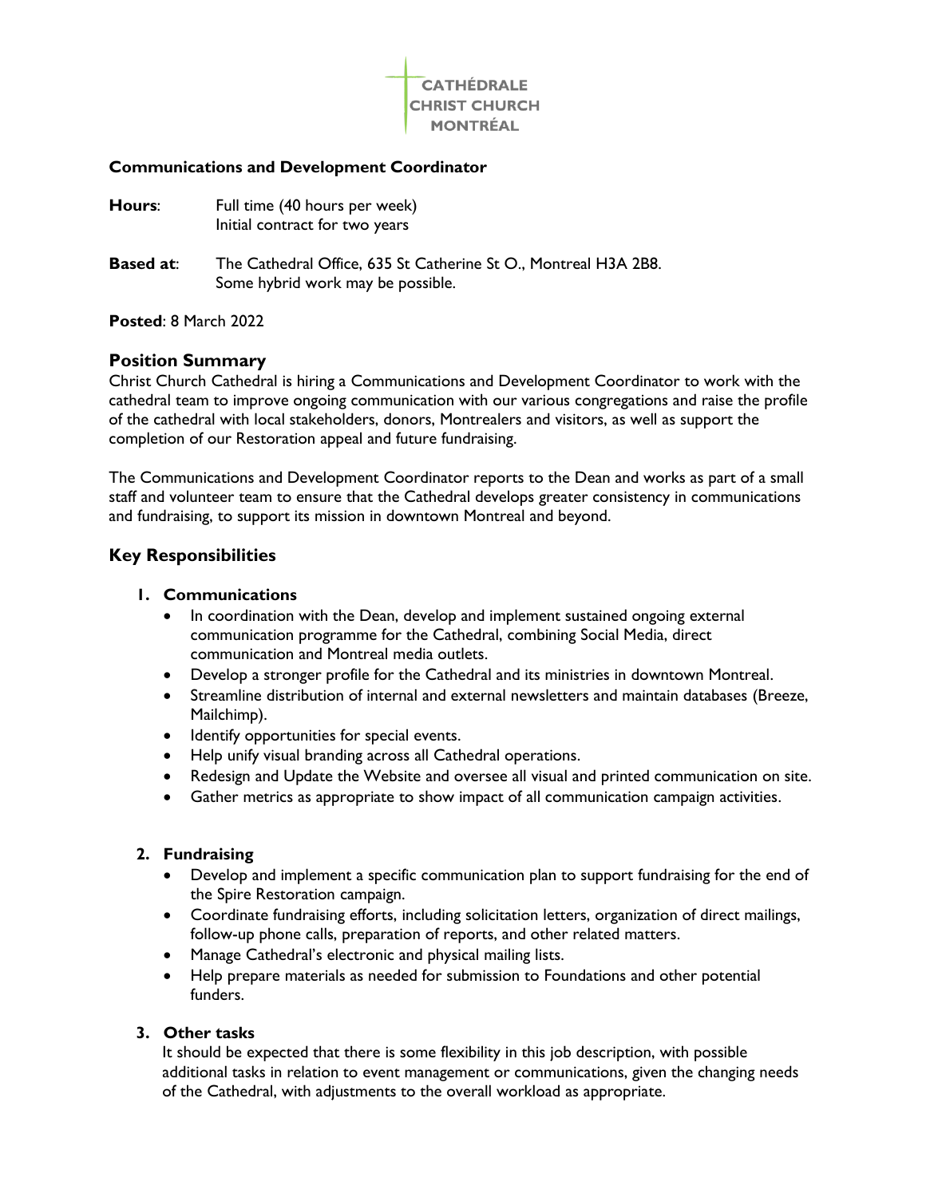CATHÉDRALE
CHRIST CHURCH
MONTRÉAL

**Communications and Development Coordinator**

**Hours**: Full time (40 hours per week)
Initial contract for two years

**Based at**: The Cathedral Office, 635 St Catherine St O., Montreal H3A 2B8.
Some hybrid work may be possible.

**Posted**: 8 March 2022

## Position Summary

Christ Church Cathedral is hiring a Communications and Development Coordinator to work with the cathedral team to improve ongoing communication with our various congregations and raise the profile of the cathedral with local stakeholders, donors, Montrealers and visitors, as well as support the completion of our Restoration appeal and future fundraising.

The Communications and Development Coordinator reports to the Dean and works as part of a small staff and volunteer team to ensure that the Cathedral develops greater consistency in communications and fundraising, to support its mission in downtown Montreal and beyond.

## Key Responsibilities

1. **Communications**
   - In coordination with the Dean, develop and implement sustained ongoing external communication programme for the Cathedral, combining Social Media, direct communication and Montreal media outlets.
   - Develop a stronger profile for the Cathedral and its ministries in downtown Montreal.
   - Streamline distribution of internal and external newsletters and maintain databases (Breeze, Mailchimp).
   - Identify opportunities for special events.
   - Help unify visual branding across all Cathedral operations.
   - Redesign and Update the Website and oversee all visual and printed communication on site.
   - Gather metrics as appropriate to show impact of all communication campaign activities.

2. **Fundraising**
   - Develop and implement a specific communication plan to support fundraising for the end of the Spire Restoration campaign.
   - Coordinate fundraising efforts, including solicitation letters, organization of direct mailings, follow-up phone calls, preparation of reports, and other related matters.
   - Manage Cathedral's electronic and physical mailing lists.
   - Help prepare materials as needed for submission to Foundations and other potential funders.

3. **Other tasks**

   It should be expected that there is some flexibility in this job description, with possible additional tasks in relation to event management or communications, given the changing needs of the Cathedral, with adjustments to the overall workload as appropriate.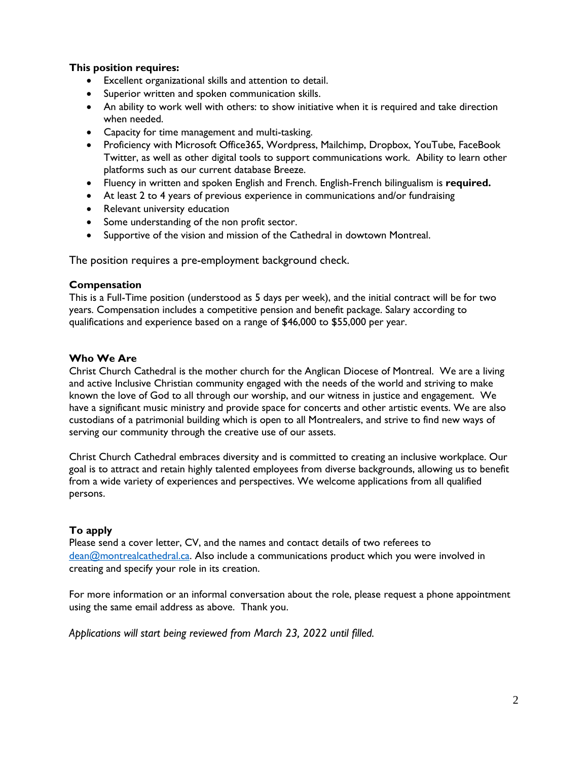**This position requires:**

- Excellent organizational skills and attention to detail.
- Superior written and spoken communication skills.
- An ability to work well with others: to show initiative when it is required and take direction when needed.
- Capacity for time management and multi-tasking.
- Proficiency with Microsoft Office365, Wordpress, Mailchimp, Dropbox, YouTube, FaceBook Twitter, as well as other digital tools to support communications work. Ability to learn other platforms such as our current database Breeze.
- Fluency in written and spoken English and French. English-French bilingualism is **required.**
- At least 2 to 4 years of previous experience in communications and/or fundraising
- Relevant university education
- Some understanding of the non profit sector.
- Supportive of the vision and mission of the Cathedral in dowtown Montreal.

The position requires a pre-employment background check.

**Compensation**

This is a Full-Time position (understood as 5 days per week), and the initial contract will be for two years. Compensation includes a competitive pension and benefit package. Salary according to qualifications and experience based on a range of $46,000 to $55,000 per year.

**Who We Are**

Christ Church Cathedral is the mother church for the Anglican Diocese of Montreal. We are a living and active Inclusive Christian community engaged with the needs of the world and striving to make known the love of God to all through our worship, and our witness in justice and engagement. We have a significant music ministry and provide space for concerts and other artistic events. We are also custodians of a patrimonial building which is open to all Montrealers, and strive to find new ways of serving our community through the creative use of our assets.

Christ Church Cathedral embraces diversity and is committed to creating an inclusive workplace. Our goal is to attract and retain highly talented employees from diverse backgrounds, allowing us to benefit from a wide variety of experiences and perspectives. We welcome applications from all qualified persons.

**To apply**

Please send a cover letter, CV, and the names and contact details of two referees to dean@montrealcathedral.ca. Also include a communications product which you were involved in creating and specify your role in its creation.

For more information or an informal conversation about the role, please request a phone appointment using the same email address as above. Thank you.

*Applications will start being reviewed from March 23, 2022 until filled.*